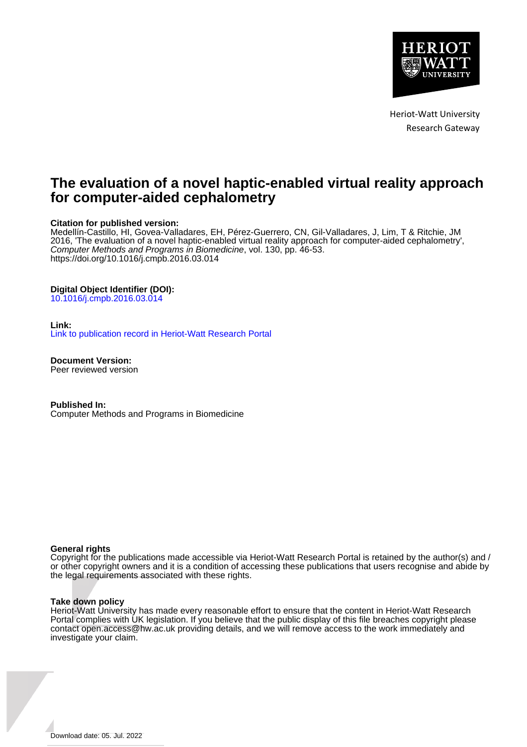Heriot-Watt University
Research Gateway

# The evaluation of a novel haptic-enabled virtual reality approach for computer-aided cephalometry

**Citation for published version:**
Medellín-Castillo, HI, Govea-Valladares, EH, Pérez-Guerrero, CN, Gil-Valladares, J, Lim, T & Ritchie, JM 2016, 'The evaluation of a novel haptic-enabled virtual reality approach for computer-aided cephalometry', *Computer Methods and Programs in Biomedicine*, vol. 130, pp. 46-53. https://doi.org/10.1016/j.cmpb.2016.03.014

**Digital Object Identifier (DOI):**
10.1016/j.cmpb.2016.03.014

**Link:**
Link to publication record in Heriot-Watt Research Portal

**Document Version:**
Peer reviewed version

**Published In:**
Computer Methods and Programs in Biomedicine

**General rights**
Copyright for the publications made accessible via Heriot-Watt Research Portal is retained by the author(s) and / or other copyright owners and it is a condition of accessing these publications that users recognise and abide by the legal requirements associated with these rights.

**Take down policy**
Heriot-Watt University has made every reasonable effort to ensure that the content in Heriot-Watt Research Portal complies with UK legislation. If you believe that the public display of this file breaches copyright please contact open.access@hw.ac.uk providing details, and we will remove access to the work immediately and investigate your claim.

Download date: 05. Jul. 2022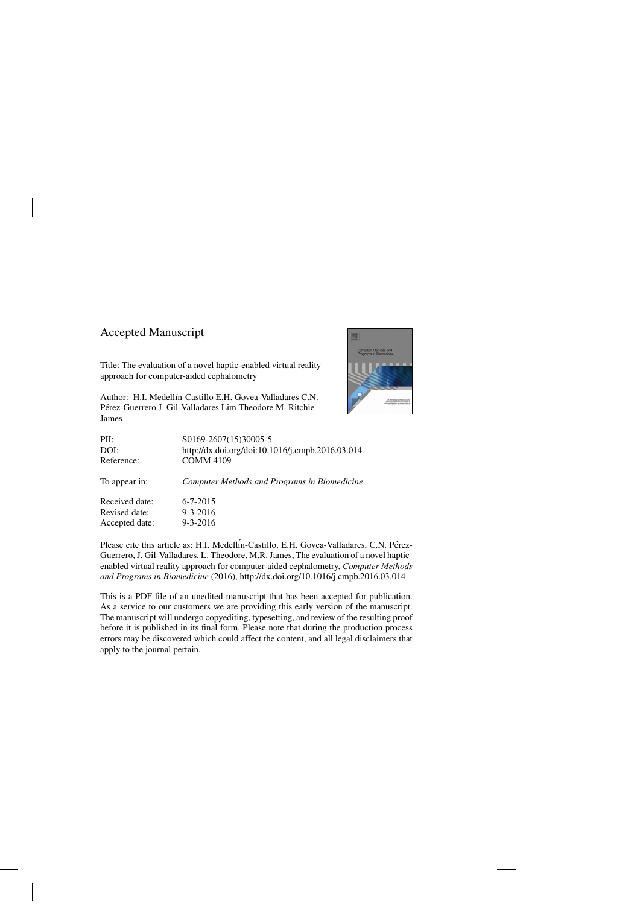## Accepted Manuscript

Title: The evaluation of a novel haptic-enabled virtual reality approach for computer-aided cephalometry

Author: H.I. Medellín-Castillo E.H. Govea-Valladares C.N. Pérez-Guerrero J. Gil-Valladares Lim Theodore M. Ritchie James

| | |
|---|---|
| PII: | S0169-2607(15)30005-5 |
| DOI: | http://dx.doi.org/doi:10.1016/j.cmpb.2016.03.014 |
| Reference: | COMM 4109 |
| To appear in: | *Computer Methods and Programs in Biomedicine* |
| Received date: | 6-7-2015 |
| Revised date: | 9-3-2016 |
| Accepted date: | 9-3-2016 |

Please cite this article as: H.I. Medellín-Castillo, E.H. Govea-Valladares, C.N. Pérez-Guerrero, J. Gil-Valladares, L. Theodore, M.R. James, The evaluation of a novel haptic-enabled virtual reality approach for computer-aided cephalometry, *Computer Methods and Programs in Biomedicine* (2016), http://dx.doi.org/10.1016/j.cmpb.2016.03.014

This is a PDF file of an unedited manuscript that has been accepted for publication. As a service to our customers we are providing this early version of the manuscript. The manuscript will undergo copyediting, typesetting, and review of the resulting proof before it is published in its final form. Please note that during the production process errors may be discovered which could affect the content, and all legal disclaimers that apply to the journal pertain.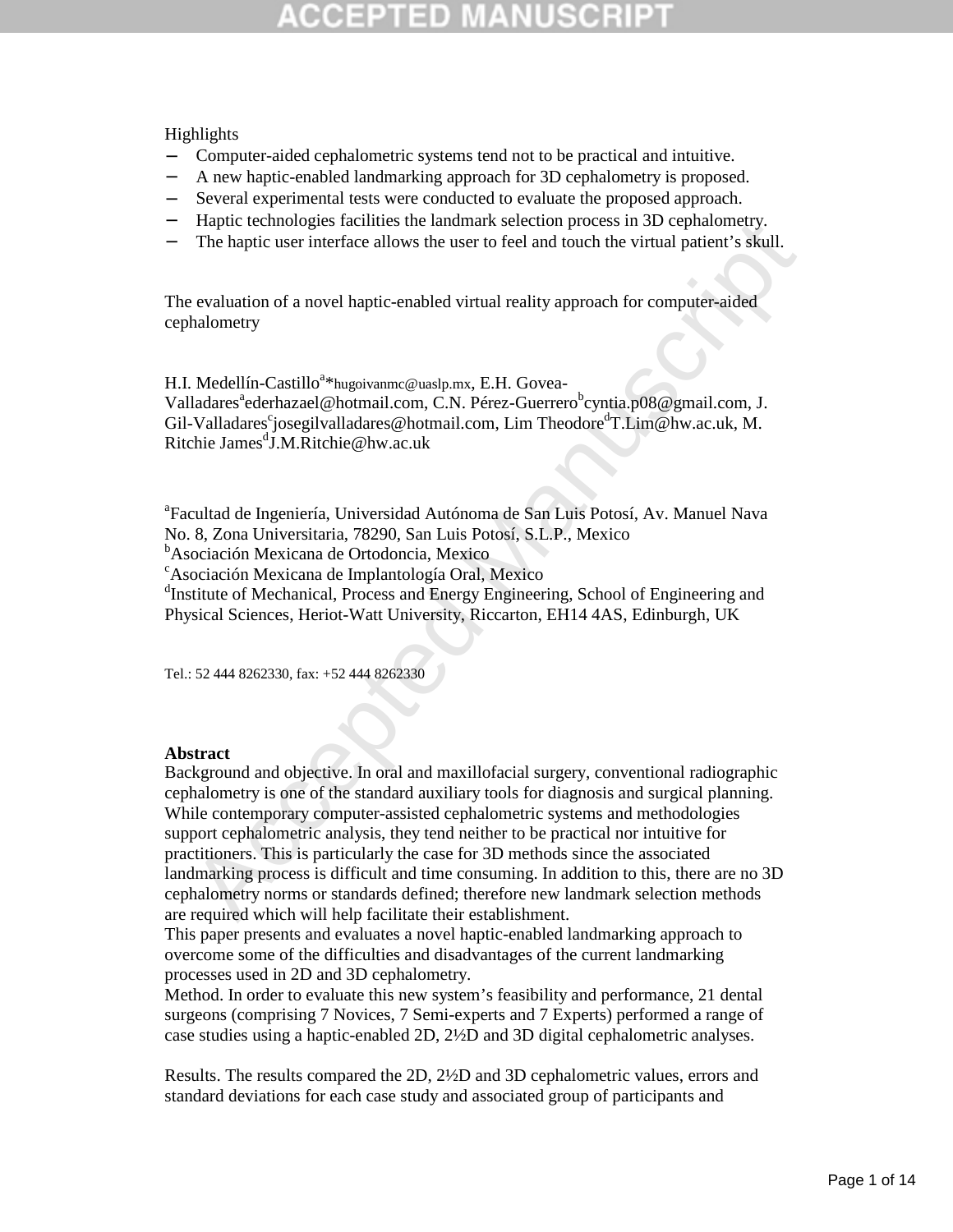Highlights

- Computer-aided cephalometric systems tend not to be practical and intuitive.
- A new haptic-enabled landmarking approach for 3D cephalometry is proposed.
- Several experimental tests were conducted to evaluate the proposed approach.
- Haptic technologies facilities the landmark selection process in 3D cephalometry.
- The haptic user interface allows the user to feel and touch the virtual patient's skull.

The evaluation of a novel haptic-enabled virtual reality approach for computer-aided cephalometry

H.I. Medellín-Castillo[a]*hugoivanmc@uaslp.mx, E.H. Govea-Valladares[a]ederhazael@hotmail.com, C.N. Pérez-Guerrero[b]cyntia.p08@gmail.com, J. Gil-Valladares[c]josegilvalladares@hotmail.com, Lim Theodore[d]T.Lim@hw.ac.uk, M. Ritchie James[d]J.M.Ritchie@hw.ac.uk

[a]Facultad de Ingeniería, Universidad Autónoma de San Luis Potosí, Av. Manuel Nava No. 8, Zona Universitaria, 78290, San Luis Potosí, S.L.P., Mexico
[b]Asociación Mexicana de Ortodoncia, Mexico
[c]Asociación Mexicana de Implantología Oral, Mexico
[d]Institute of Mechanical, Process and Energy Engineering, School of Engineering and Physical Sciences, Heriot-Watt University, Riccarton, EH14 4AS, Edinburgh, UK

Tel.: 52 444 8262330, fax: +52 444 8262330

**Abstract**

Background and objective. In oral and maxillofacial surgery, conventional radiographic cephalometry is one of the standard auxiliary tools for diagnosis and surgical planning. While contemporary computer-assisted cephalometric systems and methodologies support cephalometric analysis, they tend neither to be practical nor intuitive for practitioners. This is particularly the case for 3D methods since the associated landmarking process is difficult and time consuming. In addition to this, there are no 3D cephalometry norms or standards defined; therefore new landmark selection methods are required which will help facilitate their establishment.
This paper presents and evaluates a novel haptic-enabled landmarking approach to overcome some of the difficulties and disadvantages of the current landmarking processes used in 2D and 3D cephalometry.
Method. In order to evaluate this new system's feasibility and performance, 21 dental surgeons (comprising 7 Novices, 7 Semi-experts and 7 Experts) performed a range of case studies using a haptic-enabled 2D, 2½D and 3D digital cephalometric analyses.

Results. The results compared the 2D, 2½D and 3D cephalometric values, errors and standard deviations for each case study and associated group of participants and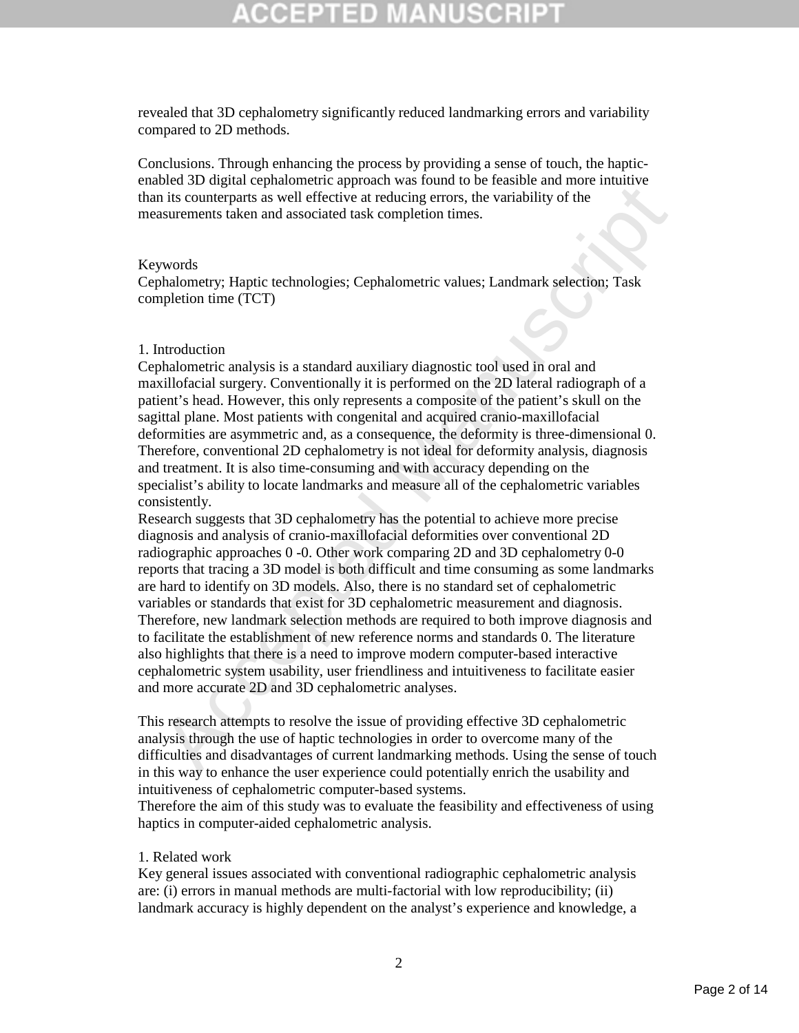revealed that 3D cephalometry significantly reduced landmarking errors and variability compared to 2D methods.

Conclusions. Through enhancing the process by providing a sense of touch, the haptic-enabled 3D digital cephalometric approach was found to be feasible and more intuitive than its counterparts as well effective at reducing errors, the variability of the measurements taken and associated task completion times.

Keywords

Cephalometry; Haptic technologies; Cephalometric values; Landmark selection; Task completion time (TCT)

## 1. Introduction

Cephalometric analysis is a standard auxiliary diagnostic tool used in oral and maxillofacial surgery. Conventionally it is performed on the 2D lateral radiograph of a patient's head. However, this only represents a composite of the patient's skull on the sagittal plane. Most patients with congenital and acquired cranio-maxillofacial deformities are asymmetric and, as a consequence, the deformity is three-dimensional 0. Therefore, conventional 2D cephalometry is not ideal for deformity analysis, diagnosis and treatment. It is also time-consuming and with accuracy depending on the specialist's ability to locate landmarks and measure all of the cephalometric variables consistently.

Research suggests that 3D cephalometry has the potential to achieve more precise diagnosis and analysis of cranio-maxillofacial deformities over conventional 2D radiographic approaches 0 -0. Other work comparing 2D and 3D cephalometry 0-0 reports that tracing a 3D model is both difficult and time consuming as some landmarks are hard to identify on 3D models. Also, there is no standard set of cephalometric variables or standards that exist for 3D cephalometric measurement and diagnosis. Therefore, new landmark selection methods are required to both improve diagnosis and to facilitate the establishment of new reference norms and standards 0. The literature also highlights that there is a need to improve modern computer-based interactive cephalometric system usability, user friendliness and intuitiveness to facilitate easier and more accurate 2D and 3D cephalometric analyses.

This research attempts to resolve the issue of providing effective 3D cephalometric analysis through the use of haptic technologies in order to overcome many of the difficulties and disadvantages of current landmarking methods. Using the sense of touch in this way to enhance the user experience could potentially enrich the usability and intuitiveness of cephalometric computer-based systems.

Therefore the aim of this study was to evaluate the feasibility and effectiveness of using haptics in computer-aided cephalometric analysis.

## 1. Related work

Key general issues associated with conventional radiographic cephalometric analysis are: (i) errors in manual methods are multi-factorial with low reproducibility; (ii) landmark accuracy is highly dependent on the analyst's experience and knowledge, a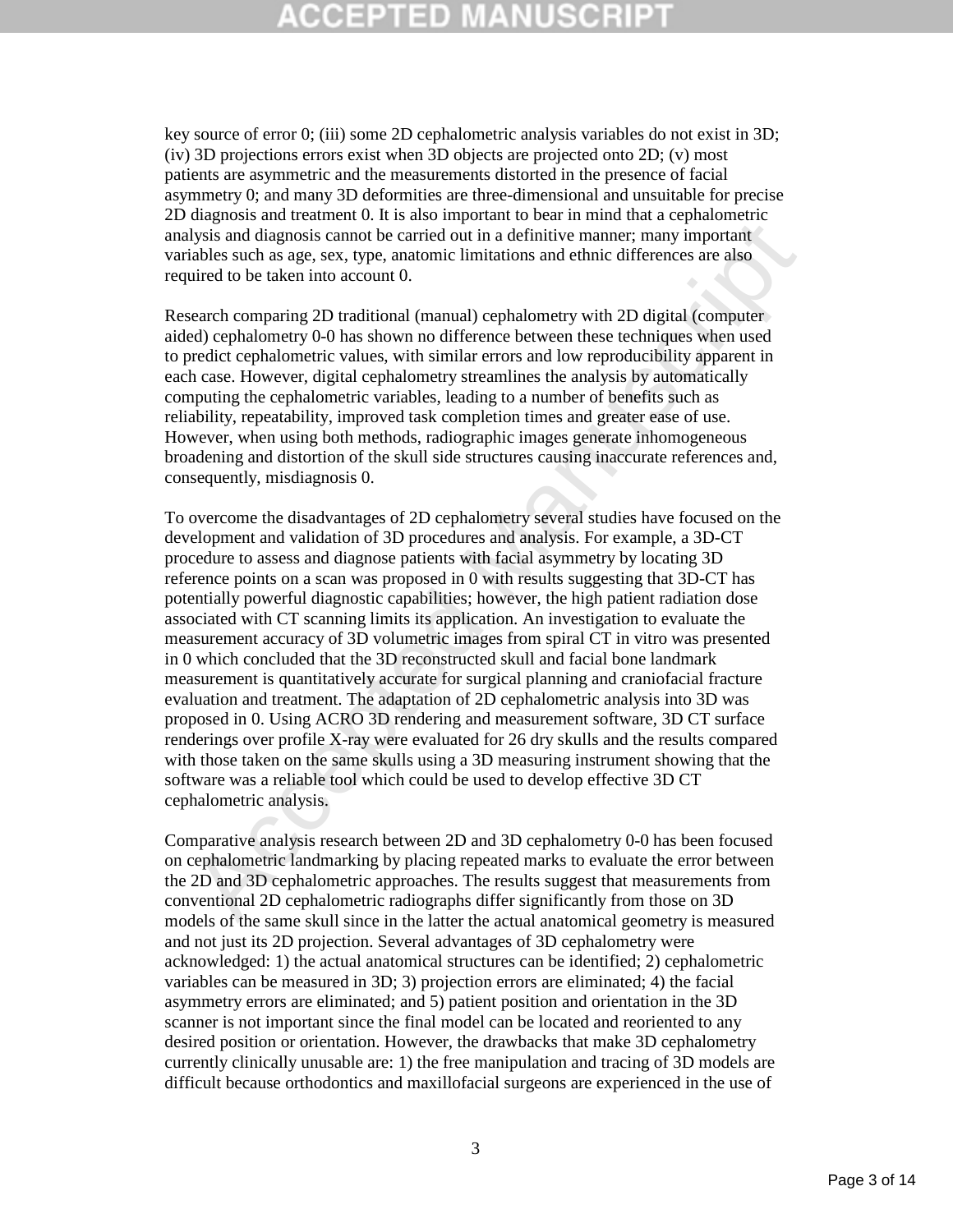key source of error 0; (iii) some 2D cephalometric analysis variables do not exist in 3D; (iv) 3D projections errors exist when 3D objects are projected onto 2D; (v) most patients are asymmetric and the measurements distorted in the presence of facial asymmetry 0; and many 3D deformities are three-dimensional and unsuitable for precise 2D diagnosis and treatment 0. It is also important to bear in mind that a cephalometric analysis and diagnosis cannot be carried out in a definitive manner; many important variables such as age, sex, type, anatomic limitations and ethnic differences are also required to be taken into account 0.

Research comparing 2D traditional (manual) cephalometry with 2D digital (computer aided) cephalometry 0-0 has shown no difference between these techniques when used to predict cephalometric values, with similar errors and low reproducibility apparent in each case. However, digital cephalometry streamlines the analysis by automatically computing the cephalometric variables, leading to a number of benefits such as reliability, repeatability, improved task completion times and greater ease of use. However, when using both methods, radiographic images generate inhomogeneous broadening and distortion of the skull side structures causing inaccurate references and, consequently, misdiagnosis 0.

To overcome the disadvantages of 2D cephalometry several studies have focused on the development and validation of 3D procedures and analysis. For example, a 3D-CT procedure to assess and diagnose patients with facial asymmetry by locating 3D reference points on a scan was proposed in 0 with results suggesting that 3D-CT has potentially powerful diagnostic capabilities; however, the high patient radiation dose associated with CT scanning limits its application. An investigation to evaluate the measurement accuracy of 3D volumetric images from spiral CT in vitro was presented in 0 which concluded that the 3D reconstructed skull and facial bone landmark measurement is quantitatively accurate for surgical planning and craniofacial fracture evaluation and treatment. The adaptation of 2D cephalometric analysis into 3D was proposed in 0. Using ACRO 3D rendering and measurement software, 3D CT surface renderings over profile X-ray were evaluated for 26 dry skulls and the results compared with those taken on the same skulls using a 3D measuring instrument showing that the software was a reliable tool which could be used to develop effective 3D CT cephalometric analysis.

Comparative analysis research between 2D and 3D cephalometry 0-0 has been focused on cephalometric landmarking by placing repeated marks to evaluate the error between the 2D and 3D cephalometric approaches. The results suggest that measurements from conventional 2D cephalometric radiographs differ significantly from those on 3D models of the same skull since in the latter the actual anatomical geometry is measured and not just its 2D projection. Several advantages of 3D cephalometry were acknowledged: 1) the actual anatomical structures can be identified; 2) cephalometric variables can be measured in 3D; 3) projection errors are eliminated; 4) the facial asymmetry errors are eliminated; and 5) patient position and orientation in the 3D scanner is not important since the final model can be located and reoriented to any desired position or orientation. However, the drawbacks that make 3D cephalometry currently clinically unusable are: 1) the free manipulation and tracing of 3D models are difficult because orthodontics and maxillofacial surgeons are experienced in the use of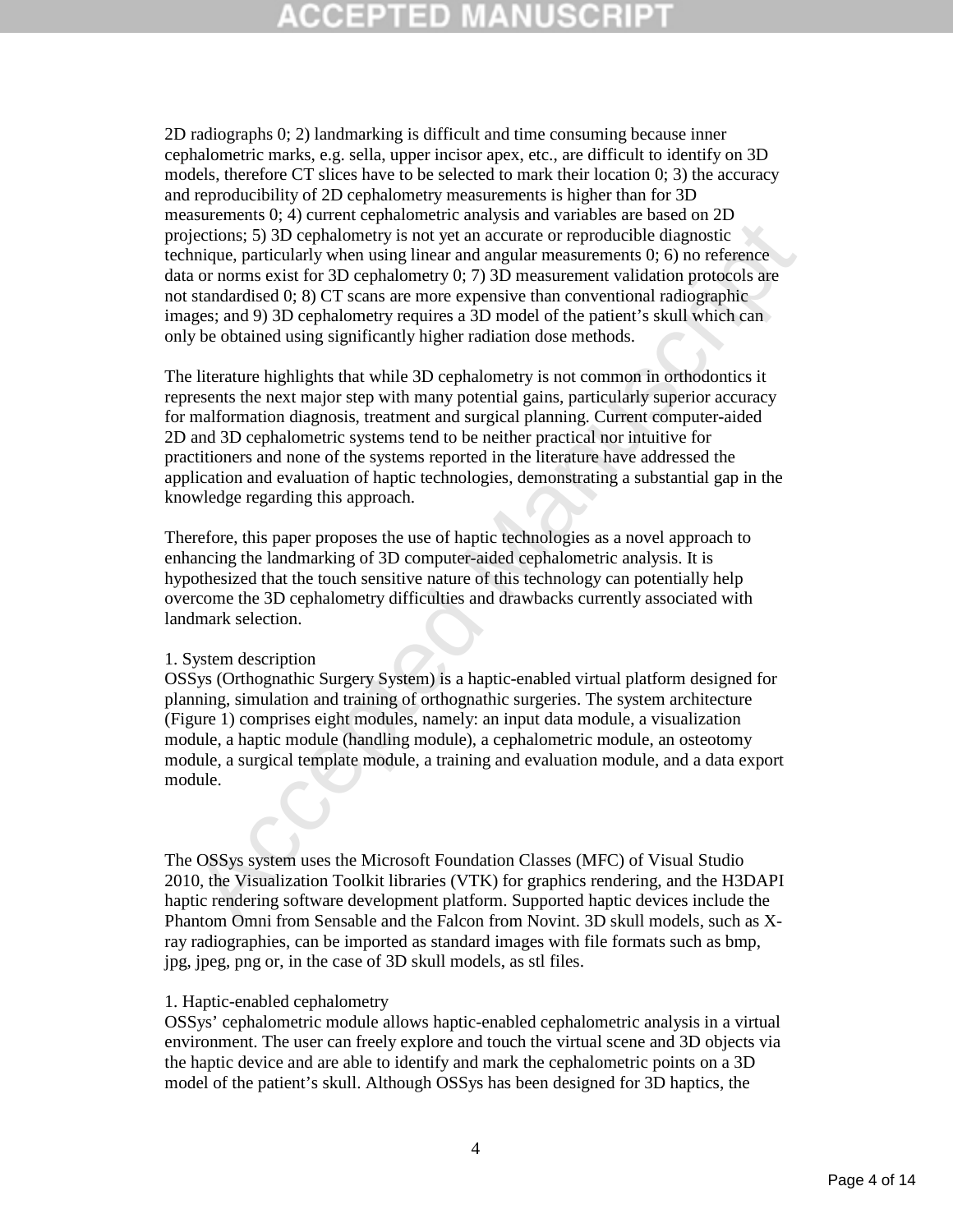2D radiographs 0; 2) landmarking is difficult and time consuming because inner cephalometric marks, e.g. sella, upper incisor apex, etc., are difficult to identify on 3D models, therefore CT slices have to be selected to mark their location 0; 3) the accuracy and reproducibility of 2D cephalometry measurements is higher than for 3D measurements 0; 4) current cephalometric analysis and variables are based on 2D projections; 5) 3D cephalometry is not yet an accurate or reproducible diagnostic technique, particularly when using linear and angular measurements 0; 6) no reference data or norms exist for 3D cephalometry 0; 7) 3D measurement validation protocols are not standardised 0; 8) CT scans are more expensive than conventional radiographic images; and 9) 3D cephalometry requires a 3D model of the patient's skull which can only be obtained using significantly higher radiation dose methods.

The literature highlights that while 3D cephalometry is not common in orthodontics it represents the next major step with many potential gains, particularly superior accuracy for malformation diagnosis, treatment and surgical planning. Current computer-aided 2D and 3D cephalometric systems tend to be neither practical nor intuitive for practitioners and none of the systems reported in the literature have addressed the application and evaluation of haptic technologies, demonstrating a substantial gap in the knowledge regarding this approach.

Therefore, this paper proposes the use of haptic technologies as a novel approach to enhancing the landmarking of 3D computer-aided cephalometric analysis. It is hypothesized that the touch sensitive nature of this technology can potentially help overcome the 3D cephalometry difficulties and drawbacks currently associated with landmark selection.

## 1. System description

OSSys (Orthognathic Surgery System) is a haptic-enabled virtual platform designed for planning, simulation and training of orthognathic surgeries. The system architecture (Figure 1) comprises eight modules, namely: an input data module, a visualization module, a haptic module (handling module), a cephalometric module, an osteotomy module, a surgical template module, a training and evaluation module, and a data export module.

The OSSys system uses the Microsoft Foundation Classes (MFC) of Visual Studio 2010, the Visualization Toolkit libraries (VTK) for graphics rendering, and the H3DAPI haptic rendering software development platform. Supported haptic devices include the Phantom Omni from Sensable and the Falcon from Novint. 3D skull models, such as X-ray radiographies, can be imported as standard images with file formats such as bmp, jpg, jpeg, png or, in the case of 3D skull models, as stl files.

## 1. Haptic-enabled cephalometry

OSSys' cephalometric module allows haptic-enabled cephalometric analysis in a virtual environment. The user can freely explore and touch the virtual scene and 3D objects via the haptic device and are able to identify and mark the cephalometric points on a 3D model of the patient's skull. Although OSSys has been designed for 3D haptics, the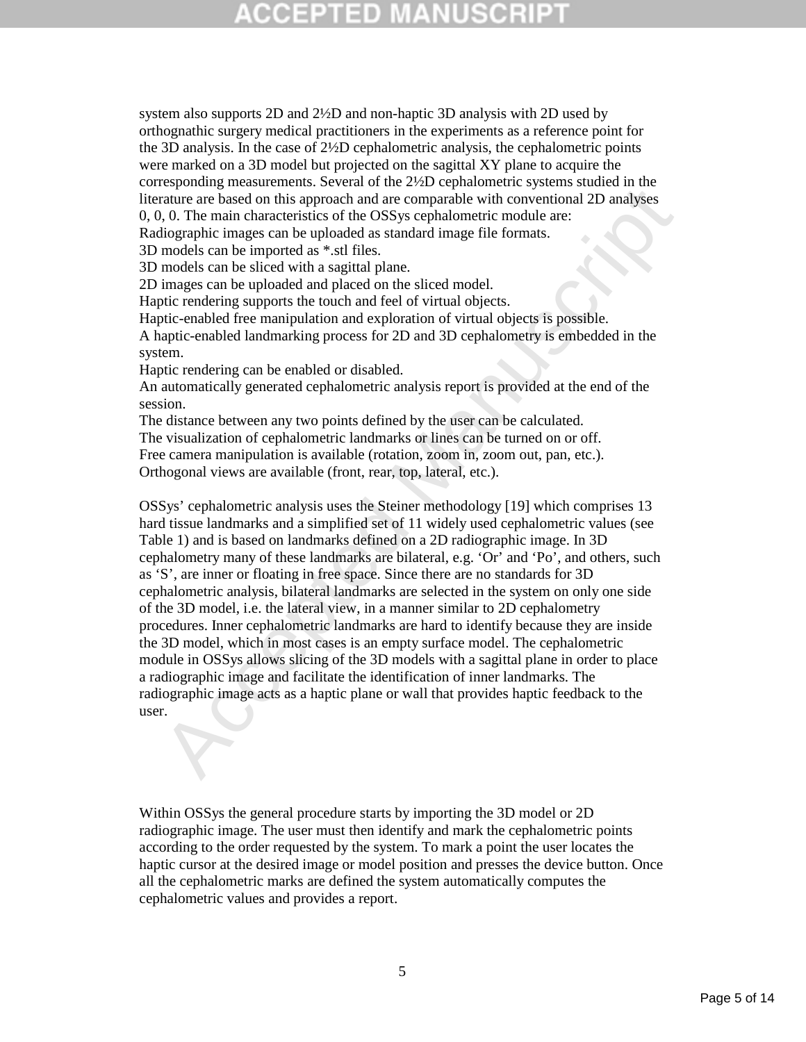system also supports 2D and 2½D and non-haptic 3D analysis with 2D used by orthognathic surgery medical practitioners in the experiments as a reference point for the 3D analysis. In the case of 2½D cephalometric analysis, the cephalometric points were marked on a 3D model but projected on the sagittal XY plane to acquire the corresponding measurements. Several of the 2½D cephalometric systems studied in the literature are based on this approach and are comparable with conventional 2D analyses 0, 0, 0. The main characteristics of the OSSys cephalometric module are:

Radiographic images can be uploaded as standard image file formats.
3D models can be imported as *.stl files.
3D models can be sliced with a sagittal plane.
2D images can be uploaded and placed on the sliced model.
Haptic rendering supports the touch and feel of virtual objects.
Haptic-enabled free manipulation and exploration of virtual objects is possible.
A haptic-enabled landmarking process for 2D and 3D cephalometry is embedded in the system.
Haptic rendering can be enabled or disabled.
An automatically generated cephalometric analysis report is provided at the end of the session.
The distance between any two points defined by the user can be calculated.
The visualization of cephalometric landmarks or lines can be turned on or off.
Free camera manipulation is available (rotation, zoom in, zoom out, pan, etc.).
Orthogonal views are available (front, rear, top, lateral, etc.).

OSSys' cephalometric analysis uses the Steiner methodology [19] which comprises 13 hard tissue landmarks and a simplified set of 11 widely used cephalometric values (see Table 1) and is based on landmarks defined on a 2D radiographic image. In 3D cephalometry many of these landmarks are bilateral, e.g. 'Or' and 'Po', and others, such as 'S', are inner or floating in free space. Since there are no standards for 3D cephalometric analysis, bilateral landmarks are selected in the system on only one side of the 3D model, i.e. the lateral view, in a manner similar to 2D cephalometry procedures. Inner cephalometric landmarks are hard to identify because they are inside the 3D model, which in most cases is an empty surface model. The cephalometric module in OSSys allows slicing of the 3D models with a sagittal plane in order to place a radiographic image and facilitate the identification of inner landmarks. The radiographic image acts as a haptic plane or wall that provides haptic feedback to the user.

Within OSSys the general procedure starts by importing the 3D model or 2D radiographic image. The user must then identify and mark the cephalometric points according to the order requested by the system. To mark a point the user locates the haptic cursor at the desired image or model position and presses the device button. Once all the cephalometric marks are defined the system automatically computes the cephalometric values and provides a report.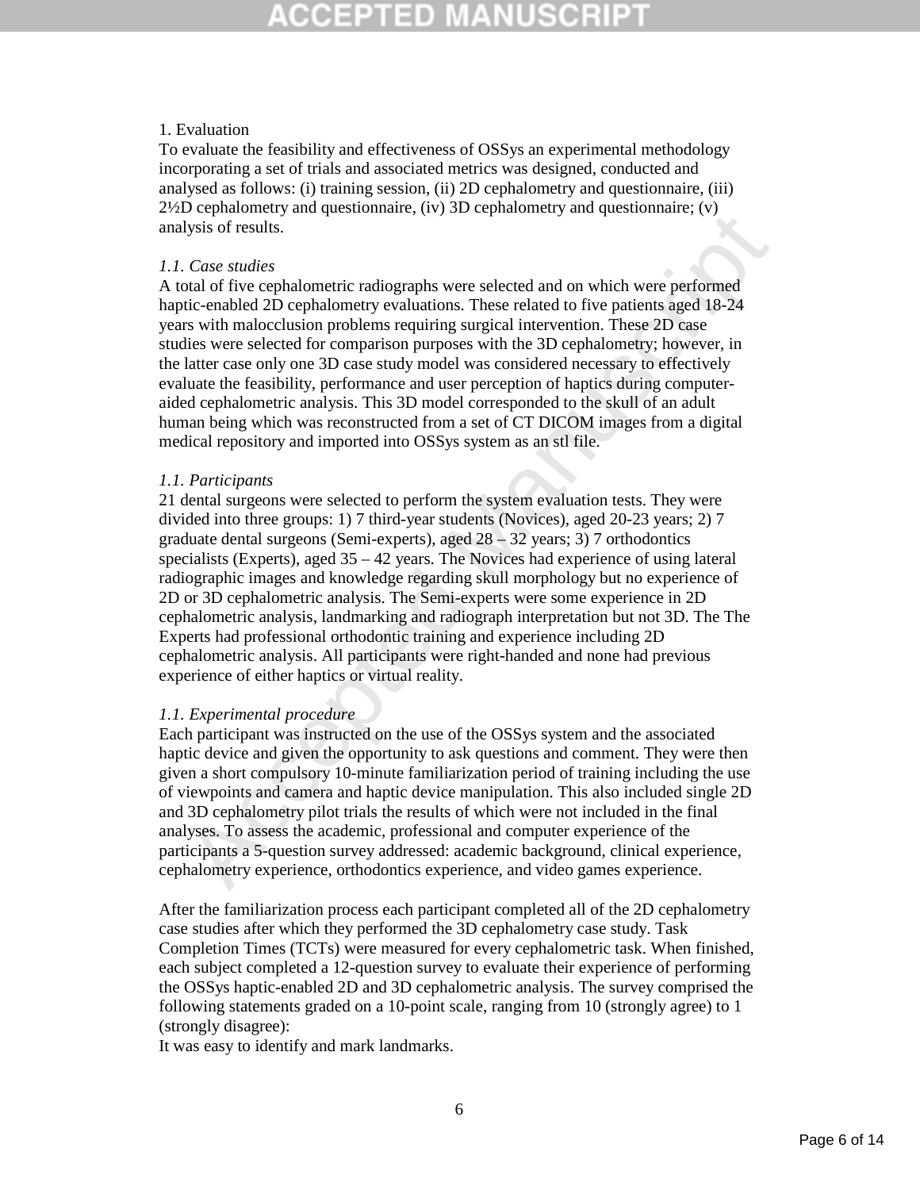# 1. Evaluation

To evaluate the feasibility and effectiveness of OSSys an experimental methodology incorporating a set of trials and associated metrics was designed, conducted and analysed as follows: (i) training session, (ii) 2D cephalometry and questionnaire, (iii) 2½D cephalometry and questionnaire, (iv) 3D cephalometry and questionnaire; (v) analysis of results.

## *1.1. Case studies*

A total of five cephalometric radiographs were selected and on which were performed haptic-enabled 2D cephalometry evaluations. These related to five patients aged 18-24 years with malocclusion problems requiring surgical intervention. These 2D case studies were selected for comparison purposes with the 3D cephalometry; however, in the latter case only one 3D case study model was considered necessary to effectively evaluate the feasibility, performance and user perception of haptics during computer-aided cephalometric analysis. This 3D model corresponded to the skull of an adult human being which was reconstructed from a set of CT DICOM images from a digital medical repository and imported into OSSys system as an stl file.

## *1.1. Participants*

21 dental surgeons were selected to perform the system evaluation tests. They were divided into three groups: 1) 7 third-year students (Novices), aged 20-23 years; 2) 7 graduate dental surgeons (Semi-experts), aged 28 – 32 years; 3) 7 orthodontics specialists (Experts), aged 35 – 42 years. The Novices had experience of using lateral radiographic images and knowledge regarding skull morphology but no experience of 2D or 3D cephalometric analysis. The Semi-experts were some experience in 2D cephalometric analysis, landmarking and radiograph interpretation but not 3D. The The Experts had professional orthodontic training and experience including 2D cephalometric analysis. All participants were right-handed and none had previous experience of either haptics or virtual reality.

## *1.1. Experimental procedure*

Each participant was instructed on the use of the OSSys system and the associated haptic device and given the opportunity to ask questions and comment. They were then given a short compulsory 10-minute familiarization period of training including the use of viewpoints and camera and haptic device manipulation. This also included single 2D and 3D cephalometry pilot trials the results of which were not included in the final analyses. To assess the academic, professional and computer experience of the participants a 5-question survey addressed: academic background, clinical experience, cephalometry experience, orthodontics experience, and video games experience.

After the familiarization process each participant completed all of the 2D cephalometry case studies after which they performed the 3D cephalometry case study. Task Completion Times (TCTs) were measured for every cephalometric task. When finished, each subject completed a 12-question survey to evaluate their experience of performing the OSSys haptic-enabled 2D and 3D cephalometric analysis. The survey comprised the following statements graded on a 10-point scale, ranging from 10 (strongly agree) to 1 (strongly disagree):

It was easy to identify and mark landmarks.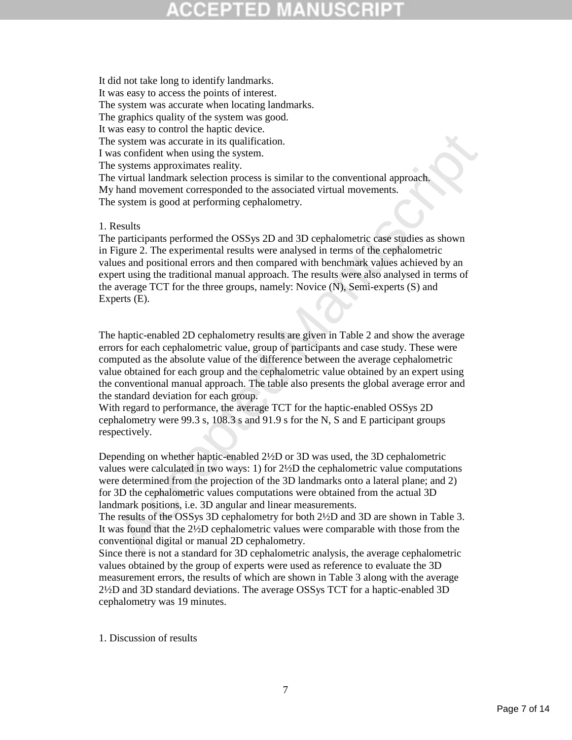It did not take long to identify landmarks.
It was easy to access the points of interest.
The system was accurate when locating landmarks.
The graphics quality of the system was good.
It was easy to control the haptic device.
The system was accurate in its qualification.
I was confident when using the system.
The systems approximates reality.
The virtual landmark selection process is similar to the conventional approach.
My hand movement corresponded to the associated virtual movements.
The system is good at performing cephalometry.

# 1. Results

The participants performed the OSSys 2D and 3D cephalometric case studies as shown in Figure 2. The experimental results were analysed in terms of the cephalometric values and positional errors and then compared with benchmark values achieved by an expert using the traditional manual approach. The results were also analysed in terms of the average TCT for the three groups, namely: Novice (N), Semi-experts (S) and Experts (E).

The haptic-enabled 2D cephalometry results are given in Table 2 and show the average errors for each cephalometric value, group of participants and case study. These were computed as the absolute value of the difference between the average cephalometric value obtained for each group and the cephalometric value obtained by an expert using the conventional manual approach. The table also presents the global average error and the standard deviation for each group.
With regard to performance, the average TCT for the haptic-enabled OSSys 2D cephalometry were 99.3 s, 108.3 s and 91.9 s for the N, S and E participant groups respectively.

Depending on whether haptic-enabled 2½D or 3D was used, the 3D cephalometric values were calculated in two ways: 1) for 2½D the cephalometric value computations were determined from the projection of the 3D landmarks onto a lateral plane; and 2) for 3D the cephalometric values computations were obtained from the actual 3D landmark positions, i.e. 3D angular and linear measurements.
The results of the OSSys 3D cephalometry for both 2½D and 3D are shown in Table 3. It was found that the 2½D cephalometric values were comparable with those from the conventional digital or manual 2D cephalometry.
Since there is not a standard for 3D cephalometric analysis, the average cephalometric values obtained by the group of experts were used as reference to evaluate the 3D measurement errors, the results of which are shown in Table 3 along with the average 2½D and 3D standard deviations. The average OSSys TCT for a haptic-enabled 3D cephalometry was 19 minutes.

# 1. Discussion of results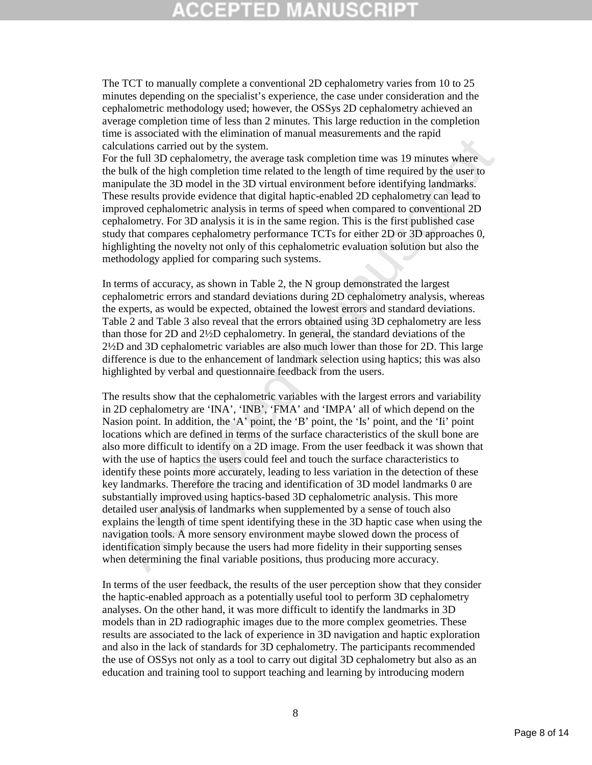The TCT to manually complete a conventional 2D cephalometry varies from 10 to 25 minutes depending on the specialist's experience, the case under consideration and the cephalometric methodology used; however, the OSSys 2D cephalometry achieved an average completion time of less than 2 minutes. This large reduction in the completion time is associated with the elimination of manual measurements and the rapid calculations carried out by the system.
For the full 3D cephalometry, the average task completion time was 19 minutes where the bulk of the high completion time related to the length of time required by the user to manipulate the 3D model in the 3D virtual environment before identifying landmarks. These results provide evidence that digital haptic-enabled 2D cephalometry can lead to improved cephalometric analysis in terms of speed when compared to conventional 2D cephalometry. For 3D analysis it is in the same region. This is the first published case study that compares cephalometry performance TCTs for either 2D or 3D approaches 0, highlighting the novelty not only of this cephalometric evaluation solution but also the methodology applied for comparing such systems.

In terms of accuracy, as shown in Table 2, the N group demonstrated the largest cephalometric errors and standard deviations during 2D cephalometry analysis, whereas the experts, as would be expected, obtained the lowest errors and standard deviations. Table 2 and Table 3 also reveal that the errors obtained using 3D cephalometry are less than those for 2D and 2½D cephalometry. In general, the standard deviations of the 2½D and 3D cephalometric variables are also much lower than those for 2D. This large difference is due to the enhancement of landmark selection using haptics; this was also highlighted by verbal and questionnaire feedback from the users.

The results show that the cephalometric variables with the largest errors and variability in 2D cephalometry are 'INA', 'INB', 'FMA' and 'IMPA' all of which depend on the Nasion point. In addition, the 'A' point, the 'B' point, the 'Is' point, and the 'Ii' point locations which are defined in terms of the surface characteristics of the skull bone are also more difficult to identify on a 2D image. From the user feedback it was shown that with the use of haptics the users could feel and touch the surface characteristics to identify these points more accurately, leading to less variation in the detection of these key landmarks. Therefore the tracing and identification of 3D model landmarks 0 are substantially improved using haptics-based 3D cephalometric analysis. This more detailed user analysis of landmarks when supplemented by a sense of touch also explains the length of time spent identifying these in the 3D haptic case when using the navigation tools. A more sensory environment maybe slowed down the process of identification simply because the users had more fidelity in their supporting senses when determining the final variable positions, thus producing more accuracy.

In terms of the user feedback, the results of the user perception show that they consider the haptic-enabled approach as a potentially useful tool to perform 3D cephalometry analyses. On the other hand, it was more difficult to identify the landmarks in 3D models than in 2D radiographic images due to the more complex geometries. These results are associated to the lack of experience in 3D navigation and haptic exploration and also in the lack of standards for 3D cephalometry. The participants recommended the use of OSSys not only as a tool to carry out digital 3D cephalometry but also as an education and training tool to support teaching and learning by introducing modern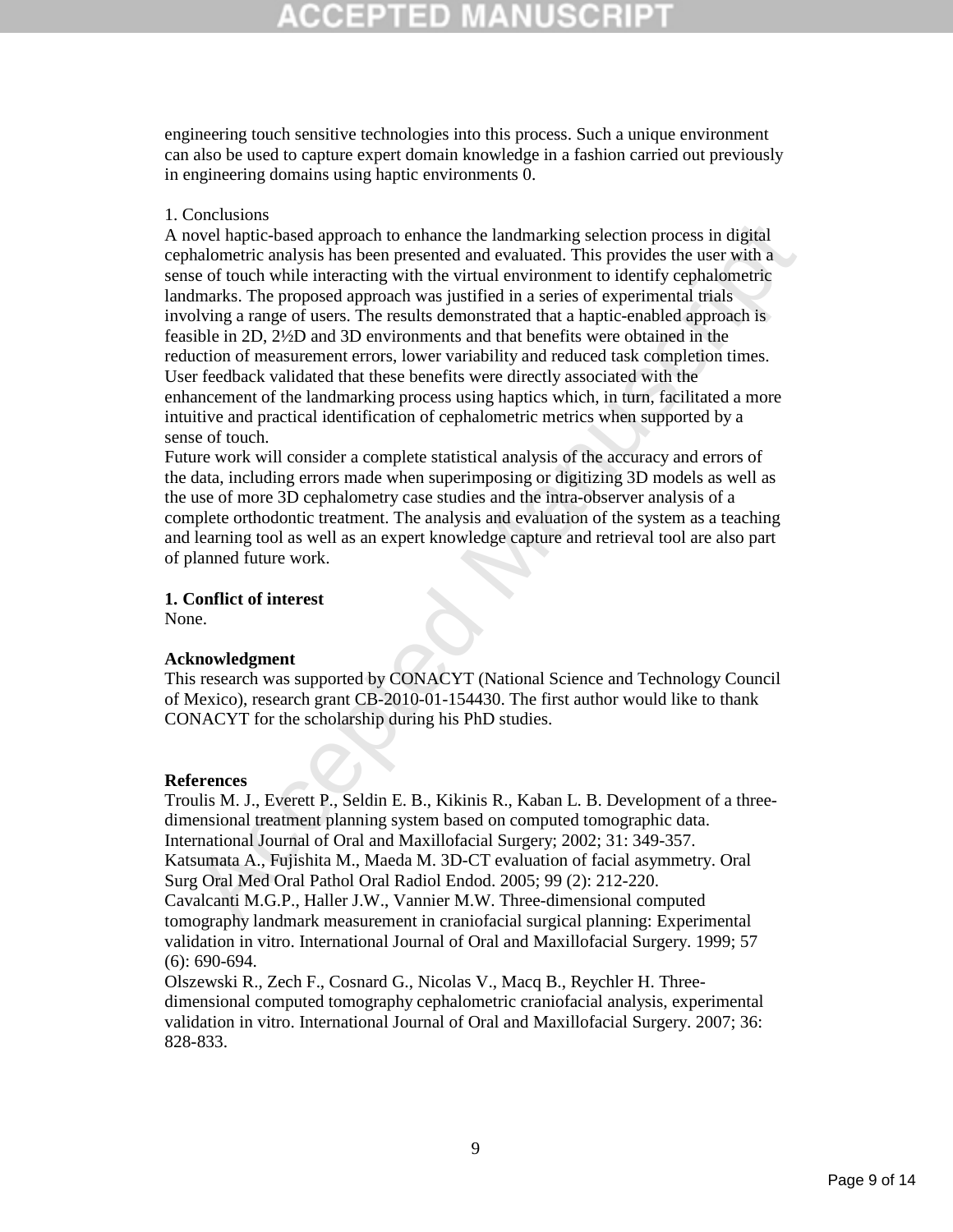engineering touch sensitive technologies into this process. Such a unique environment can also be used to capture expert domain knowledge in a fashion carried out previously in engineering domains using haptic environments 0.

## 1. Conclusions

A novel haptic-based approach to enhance the landmarking selection process in digital cephalometric analysis has been presented and evaluated. This provides the user with a sense of touch while interacting with the virtual environment to identify cephalometric landmarks. The proposed approach was justified in a series of experimental trials involving a range of users. The results demonstrated that a haptic-enabled approach is feasible in 2D, 2½D and 3D environments and that benefits were obtained in the reduction of measurement errors, lower variability and reduced task completion times. User feedback validated that these benefits were directly associated with the enhancement of the landmarking process using haptics which, in turn, facilitated a more intuitive and practical identification of cephalometric metrics when supported by a sense of touch.

Future work will consider a complete statistical analysis of the accuracy and errors of the data, including errors made when superimposing or digitizing 3D models as well as the use of more 3D cephalometry case studies and the intra-observer analysis of a complete orthodontic treatment. The analysis and evaluation of the system as a teaching and learning tool as well as an expert knowledge capture and retrieval tool are also part of planned future work.

## 1. Conflict of interest

None.

## Acknowledgment

This research was supported by CONACYT (National Science and Technology Council of Mexico), research grant CB-2010-01-154430. The first author would like to thank CONACYT for the scholarship during his PhD studies.

## References

Troulis M. J., Everett P., Seldin E. B., Kikinis R., Kaban L. B. Development of a three-dimensional treatment planning system based on computed tomographic data. International Journal of Oral and Maxillofacial Surgery; 2002; 31: 349-357.

Katsumata A., Fujishita M., Maeda M. 3D-CT evaluation of facial asymmetry. Oral Surg Oral Med Oral Pathol Oral Radiol Endod. 2005; 99 (2): 212-220.

Cavalcanti M.G.P., Haller J.W., Vannier M.W. Three-dimensional computed tomography landmark measurement in craniofacial surgical planning: Experimental validation in vitro. International Journal of Oral and Maxillofacial Surgery. 1999; 57 (6): 690-694.

Olszewski R., Zech F., Cosnard G., Nicolas V., Macq B., Reychler H. Three-dimensional computed tomography cephalometric craniofacial analysis, experimental validation in vitro. International Journal of Oral and Maxillofacial Surgery. 2007; 36: 828-833.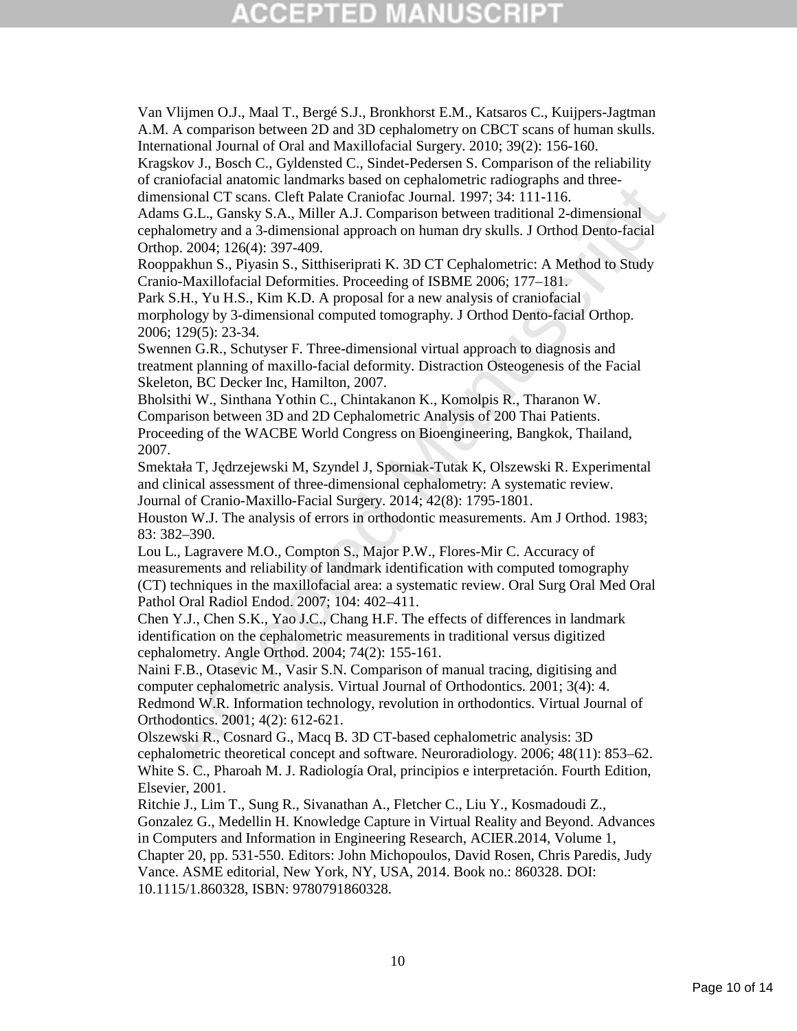Van Vlijmen O.J., Maal T., Bergé S.J., Bronkhorst E.M., Katsaros C., Kuijpers-Jagtman A.M. A comparison between 2D and 3D cephalometry on CBCT scans of human skulls. International Journal of Oral and Maxillofacial Surgery. 2010; 39(2): 156-160.

Kragskov J., Bosch C., Gyldensted C., Sindet-Pedersen S. Comparison of the reliability of craniofacial anatomic landmarks based on cephalometric radiographs and three-dimensional CT scans. Cleft Palate Craniofac Journal. 1997; 34: 111-116.

Adams G.L., Gansky S.A., Miller A.J. Comparison between traditional 2-dimensional cephalometry and a 3-dimensional approach on human dry skulls. J Orthod Dento-facial Orthop. 2004; 126(4): 397-409.

Rooppakhun S., Piyasin S., Sitthiseripratí K. 3D CT Cephalometric: A Method to Study Cranio-Maxillofacial Deformities. Proceeding of ISBME 2006; 177–181.

Park S.H., Yu H.S., Kim K.D. A proposal for a new analysis of craniofacial morphology by 3-dimensional computed tomography. J Orthod Dento-facial Orthop. 2006; 129(5): 23-34.

Swennen G.R., Schutyser F. Three-dimensional virtual approach to diagnosis and treatment planning of maxillo-facial deformity. Distraction Osteogenesis of the Facial Skeleton, BC Decker Inc, Hamilton, 2007.

Bholsithi W., Sinthana Yothin C., Chintakanon K., Komolpis R., Tharanon W. Comparison between 3D and 2D Cephalometric Analysis of 200 Thai Patients. Proceeding of the WACBE World Congress on Bioengineering, Bangkok, Thailand, 2007.

Smektała T, Jędrzejewski M, Szyndel J, Sporniak-Tutak K, Olszewski R. Experimental and clinical assessment of three-dimensional cephalometry: A systematic review. Journal of Cranio-Maxillo-Facial Surgery. 2014; 42(8): 1795-1801.

Houston W.J. The analysis of errors in orthodontic measurements. Am J Orthod. 1983; 83: 382–390.

Lou L., Lagravere M.O., Compton S., Major P.W., Flores-Mir C. Accuracy of measurements and reliability of landmark identification with computed tomography (CT) techniques in the maxillofacial area: a systematic review. Oral Surg Oral Med Oral Pathol Oral Radiol Endod. 2007; 104: 402–411.

Chen Y.J., Chen S.K., Yao J.C., Chang H.F. The effects of differences in landmark identification on the cephalometric measurements in traditional versus digitized cephalometry. Angle Orthod. 2004; 74(2): 155-161.

Naini F.B., Otasevic M., Vasir S.N. Comparison of manual tracing, digitising and computer cephalometric analysis. Virtual Journal of Orthodontics. 2001; 3(4): 4.

Redmond W.R. Information technology, revolution in orthodontics. Virtual Journal of Orthodontics. 2001; 4(2): 612-621.

Olszewski R., Cosnard G., Macq B. 3D CT-based cephalometric analysis: 3D cephalometric theoretical concept and software. Neuroradiology. 2006; 48(11): 853–62.

White S. C., Pharoah M. J. Radiología Oral, principios e interpretación. Fourth Edition, Elsevier, 2001.

Ritchie J., Lim T., Sung R., Sivanathan A., Fletcher C., Liu Y., Kosmadoudi Z., Gonzalez G., Medellin H. Knowledge Capture in Virtual Reality and Beyond. Advances in Computers and Information in Engineering Research, ACIER.2014, Volume 1, Chapter 20, pp. 531-550. Editors: John Michopoulos, David Rosen, Chris Paredis, Judy Vance. ASME editorial, New York, NY, USA, 2014. Book no.: 860328. DOI: 10.1115/1.860328, ISBN: 9780791860328.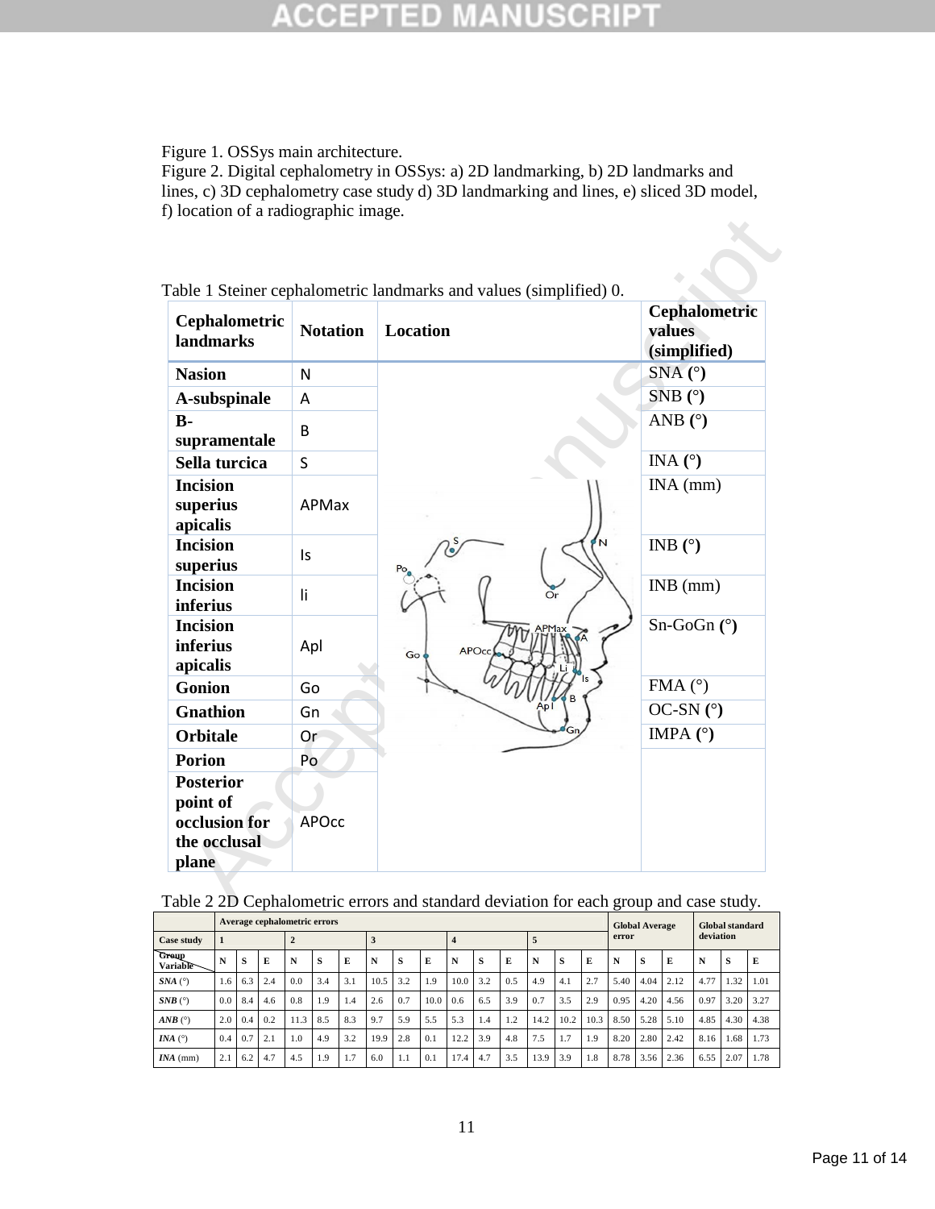Figure 1. OSSys main architecture.
Figure 2. Digital cephalometry in OSSys: a) 2D landmarking, b) 2D landmarks and lines, c) 3D cephalometry case study d) 3D landmarking and lines, e) sliced 3D model, f) location of a radiographic image.

Table 1 Steiner cephalometric landmarks and values (simplified) 0.

| Cephalometric landmarks | Notation | Location | Cephalometric values (simplified) |
|---|---|---|---|
| **Nasion** | N | | SNA **(°)** |
| **A-subspinale** | A | | SNB **(°)** |
| **B-supramentale** | B | | ANB **(°)** |
| **Sella turcica** | S | | INA **(°)** |
| **Incision superius apicalis** | APMax | | INA (mm) |
| **Incision superius** | Is | | INB **(°)** |
| **Incision inferius** | li | | INB (mm) |
| **Incision inferius apicalis** | Apl | | Sn-GoGn **(°)** |
| **Gonion** | Go | | FMA (°) |
| **Gnathion** | Gn | | OC-SN **(°)** |
| **Orbitale** | Or | | IMPA **(°)** |
| **Porion** | Po | | |
| **Posterior point of occlusion for the occlusal plane** | APOcc | | |

Table 2 2D Cephalometric errors and standard deviation for each group and case study.

| | Average cephalometric errors | | | | | | | | | | | | | | | Global Average error | | | Global standard deviation | | |
|---|---|---|---|---|---|---|---|---|---|---|---|---|---|---|---|---|---|---|---|---|---|
| Case study | 1 | | | 2 | | | 3 | | | 4 | | | 5 | | | | | | | | |
| Group / Variable | N | S | E | N | S | E | N | S | E | N | S | E | N | S | E | N | S | E | N | S | E |
| *SNA* (°) | 1.6 | 6.3 | 2.4 | 0.0 | 3.4 | 3.1 | 10.5 | 3.2 | 1.9 | 10.0 | 3.2 | 0.5 | 4.9 | 4.1 | 2.7 | 5.40 | 4.04 | 2.12 | 4.77 | 1.32 | 1.01 |
| *SNB* (°) | 0.0 | 8.4 | 4.6 | 0.8 | 1.9 | 1.4 | 2.6 | 0.7 | 10.0 | 0.6 | 6.5 | 3.9 | 0.7 | 3.5 | 2.9 | 0.95 | 4.20 | 4.56 | 0.97 | 3.20 | 3.27 |
| *ANB* (°) | 2.0 | 0.4 | 0.2 | 11.3 | 8.5 | 8.3 | 9.7 | 5.9 | 5.5 | 5.3 | 1.4 | 1.2 | 14.2 | 10.2 | 10.3 | 8.50 | 5.28 | 5.10 | 4.85 | 4.30 | 4.38 |
| *INA* (°) | 0.4 | 0.7 | 2.1 | 1.0 | 4.9 | 3.2 | 19.9 | 2.8 | 0.1 | 12.2 | 3.9 | 4.8 | 7.5 | 1.7 | 1.9 | 8.20 | 2.80 | 2.42 | 8.16 | 1.68 | 1.73 |
| *INA* (mm) | 2.1 | 6.2 | 4.7 | 4.5 | 1.9 | 1.7 | 6.0 | 1.1 | 0.1 | 17.4 | 4.7 | 3.5 | 13.9 | 3.9 | 1.8 | 8.78 | 3.56 | 2.36 | 6.55 | 2.07 | 1.78 |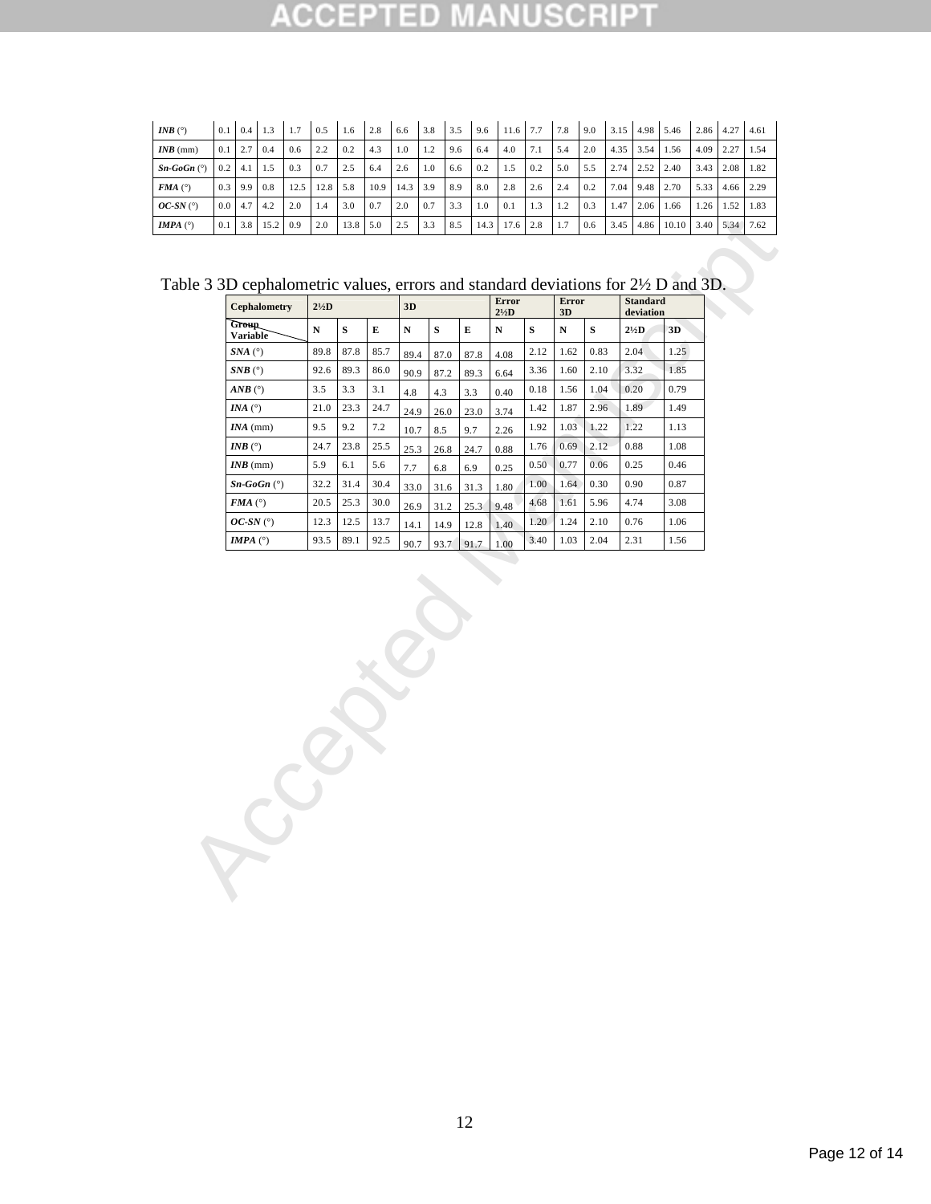| | | | | | | | | | | | | | | | | | | | | | | | |
|---|---|---|---|---|---|---|---|---|---|---|---|---|---|---|---|---|---|---|---|---|---|---|---|
| ***INB*** (°) | 0.1 | 0.4 | 1.3 | 1.7 | 0.5 | 1.6 | 2.8 | 6.6 | 3.8 | 3.5 | 9.6 | 11.6 | 7.7 | 7.8 | 9.0 | 3.15 | 4.98 | 5.46 | 2.86 | 4.27 | 4.61 |
| ***INB*** (mm) | 0.1 | 2.7 | 0.4 | 0.6 | 2.2 | 0.2 | 4.3 | 1.0 | 1.2 | 9.6 | 6.4 | 4.0 | 7.1 | 5.4 | 2.0 | 4.35 | 3.54 | 1.56 | 4.09 | 2.27 | 1.54 |
| ***Sn-GoGn*** (°) | 0.2 | 4.1 | 1.5 | 0.3 | 0.7 | 2.5 | 6.4 | 2.6 | 1.0 | 6.6 | 0.2 | 1.5 | 0.2 | 5.0 | 5.5 | 2.74 | 2.52 | 2.40 | 3.43 | 2.08 | 1.82 |
| ***FMA*** (°) | 0.3 | 9.9 | 0.8 | 12.5 | 12.8 | 5.8 | 10.9 | 14.3 | 3.9 | 8.9 | 8.0 | 2.8 | 2.6 | 2.4 | 0.2 | 7.04 | 9.48 | 2.70 | 5.33 | 4.66 | 2.29 |
| ***OC-SN*** (°) | 0.0 | 4.7 | 4.2 | 2.0 | 1.4 | 3.0 | 0.7 | 2.0 | 0.7 | 3.3 | 1.0 | 0.1 | 1.3 | 1.2 | 0.3 | 1.47 | 2.06 | 1.66 | 1.26 | 1.52 | 1.83 |
| ***IMPA*** (°) | 0.1 | 3.8 | 15.2 | 0.9 | 2.0 | 13.8 | 5.0 | 2.5 | 3.3 | 8.5 | 14.3 | 17.6 | 2.8 | 1.7 | 0.6 | 3.45 | 4.86 | 10.10 | 3.40 | 5.34 | 7.62 |

Table 3 3D cephalometric values, errors and standard deviations for 2½ D and 3D.

| **Cephalometry** | **2½D** | | | **3D** | | | **Error 2½D** | | **Error 3D** | | **Standard deviation** | |
|---|---|---|---|---|---|---|---|---|---|---|---|---|
| **Group / Variable** | **N** | **S** | **E** | **N** | **S** | **E** | **N** | **S** | **N** | **S** | **2½D** | **3D** |
| ***SNA*** (°) | 89.8 | 87.8 | 85.7 | 89.4 | 87.0 | 87.8 | 4.08 | 2.12 | 1.62 | 0.83 | 2.04 | 1.25 |
| ***SNB*** (°) | 92.6 | 89.3 | 86.0 | 90.9 | 87.2 | 89.3 | 6.64 | 3.36 | 1.60 | 2.10 | 3.32 | 1.85 |
| ***ANB*** (°) | 3.5 | 3.3 | 3.1 | 4.8 | 4.3 | 3.3 | 0.40 | 0.18 | 1.56 | 1.04 | 0.20 | 0.79 |
| ***INA*** (°) | 21.0 | 23.3 | 24.7 | 24.9 | 26.0 | 23.0 | 3.74 | 1.42 | 1.87 | 2.96 | 1.89 | 1.49 |
| ***INA*** (mm) | 9.5 | 9.2 | 7.2 | 10.7 | 8.5 | 9.7 | 2.26 | 1.92 | 1.03 | 1.22 | 1.22 | 1.13 |
| ***INB*** (°) | 24.7 | 23.8 | 25.5 | 25.3 | 26.8 | 24.7 | 0.88 | 1.76 | 0.69 | 2.12 | 0.88 | 1.08 |
| ***INB*** (mm) | 5.9 | 6.1 | 5.6 | 7.7 | 6.8 | 6.9 | 0.25 | 0.50 | 0.77 | 0.06 | 0.25 | 0.46 |
| ***Sn-GoGn*** (°) | 32.2 | 31.4 | 30.4 | 33.0 | 31.6 | 31.3 | 1.80 | 1.00 | 1.64 | 0.30 | 0.90 | 0.87 |
| ***FMA*** (°) | 20.5 | 25.3 | 30.0 | 26.9 | 31.2 | 25.3 | 9.48 | 4.68 | 1.61 | 5.96 | 4.74 | 3.08 |
| ***OC-SN*** (°) | 12.3 | 12.5 | 13.7 | 14.1 | 14.9 | 12.8 | 1.40 | 1.20 | 1.24 | 2.10 | 0.76 | 1.06 |
| ***IMPA*** (°) | 93.5 | 89.1 | 92.5 | 90.7 | 93.7 | 91.7 | 1.00 | 3.40 | 1.03 | 2.04 | 2.31 | 1.56 |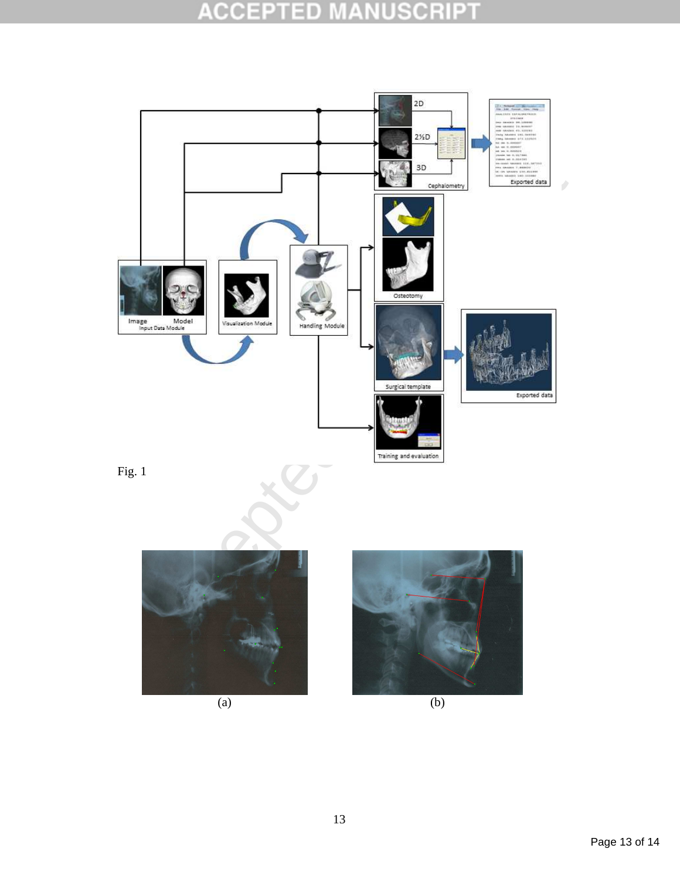Fig. 1

(a)

(b)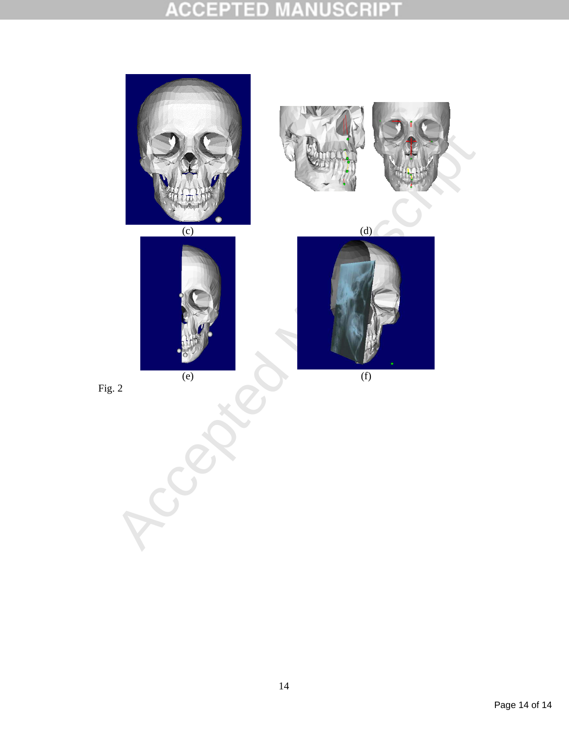(c)

(d)

(e)

(f)

Fig. 2